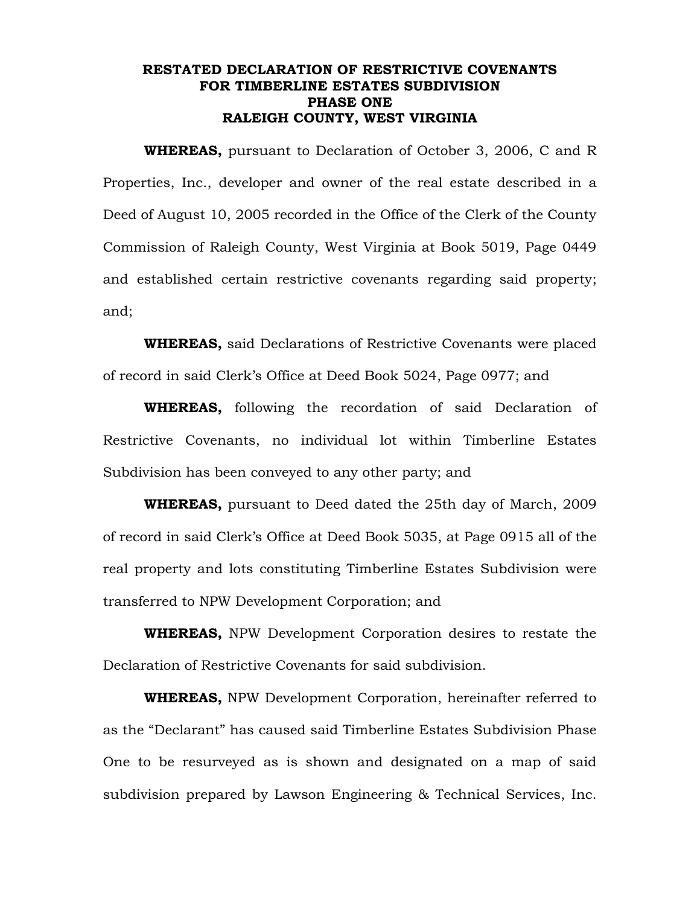# RESTATED DECLARATION OF RESTRICTIVE COVENANTS FOR TIMBERLINE ESTATES SUBDIVISION PHASE ONE RALEIGH COUNTY, WEST VIRGINIA

**WHEREAS,** pursuant to Declaration of October 3, 2006, C and R Properties, Inc., developer and owner of the real estate described in a Deed of August 10, 2005 recorded in the Office of the Clerk of the County Commission of Raleigh County, West Virginia at Book 5019, Page 0449 and established certain restrictive covenants regarding said property; and;

**WHEREAS,** said Declarations of Restrictive Covenants were placed of record in said Clerk's Office at Deed Book 5024, Page 0977; and

**WHEREAS,** following the recordation of said Declaration of Restrictive Covenants, no individual lot within Timberline Estates Subdivision has been conveyed to any other party; and

**WHEREAS,** pursuant to Deed dated the 25th day of March, 2009 of record in said Clerk's Office at Deed Book 5035, at Page 0915 all of the real property and lots constituting Timberline Estates Subdivision were transferred to NPW Development Corporation; and

**WHEREAS,** NPW Development Corporation desires to restate the Declaration of Restrictive Covenants for said subdivision.

**WHEREAS,** NPW Development Corporation, hereinafter referred to as the "Declarant" has caused said Timberline Estates Subdivision Phase One to be resurveyed as is shown and designated on a map of said subdivision prepared by Lawson Engineering & Technical Services, Inc.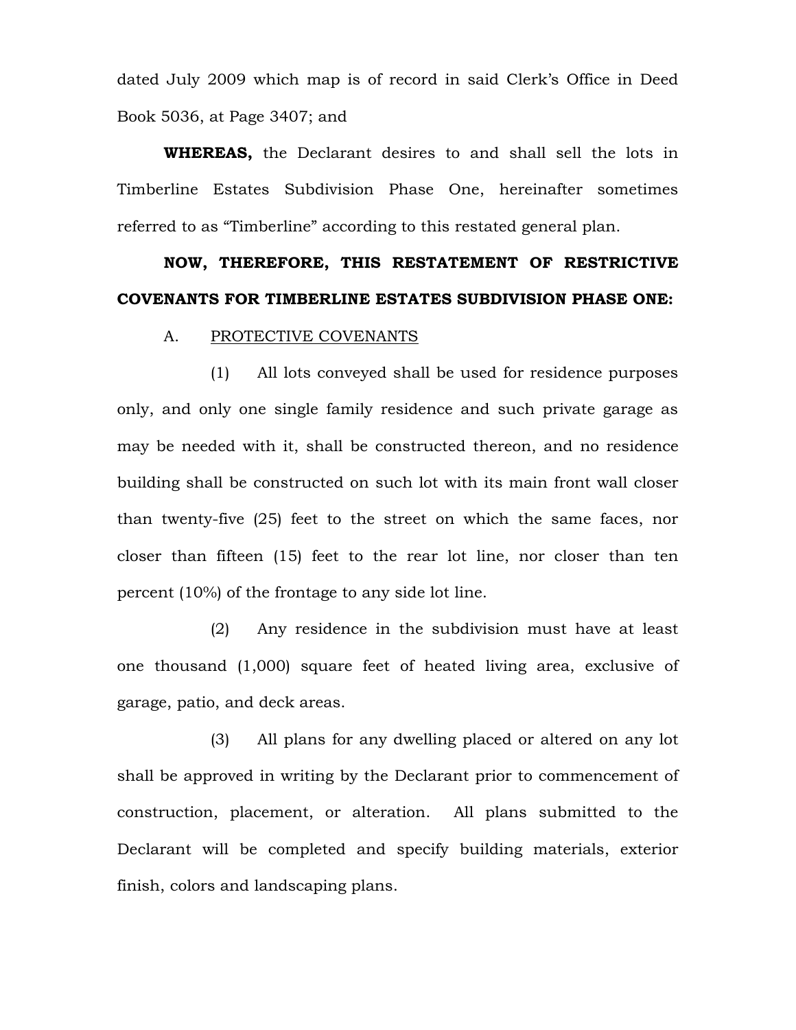dated July 2009 which map is of record in said Clerk's Office in Deed Book 5036, at Page 3407; and

**WHEREAS,** the Declarant desires to and shall sell the lots in Timberline Estates Subdivision Phase One, hereinafter sometimes referred to as "Timberline" according to this restated general plan.

**NOW, THEREFORE, THIS RESTATEMENT OF RESTRICTIVE COVENANTS FOR TIMBERLINE ESTATES SUBDIVISION PHASE ONE:**

A. PROTECTIVE COVENANTS

(1) All lots conveyed shall be used for residence purposes only, and only one single family residence and such private garage as may be needed with it, shall be constructed thereon, and no residence building shall be constructed on such lot with its main front wall closer than twenty-five (25) feet to the street on which the same faces, nor closer than fifteen (15) feet to the rear lot line, nor closer than ten percent (10%) of the frontage to any side lot line.

(2) Any residence in the subdivision must have at least one thousand (1,000) square feet of heated living area, exclusive of garage, patio, and deck areas.

(3) All plans for any dwelling placed or altered on any lot shall be approved in writing by the Declarant prior to commencement of construction, placement, or alteration. All plans submitted to the Declarant will be completed and specify building materials, exterior finish, colors and landscaping plans.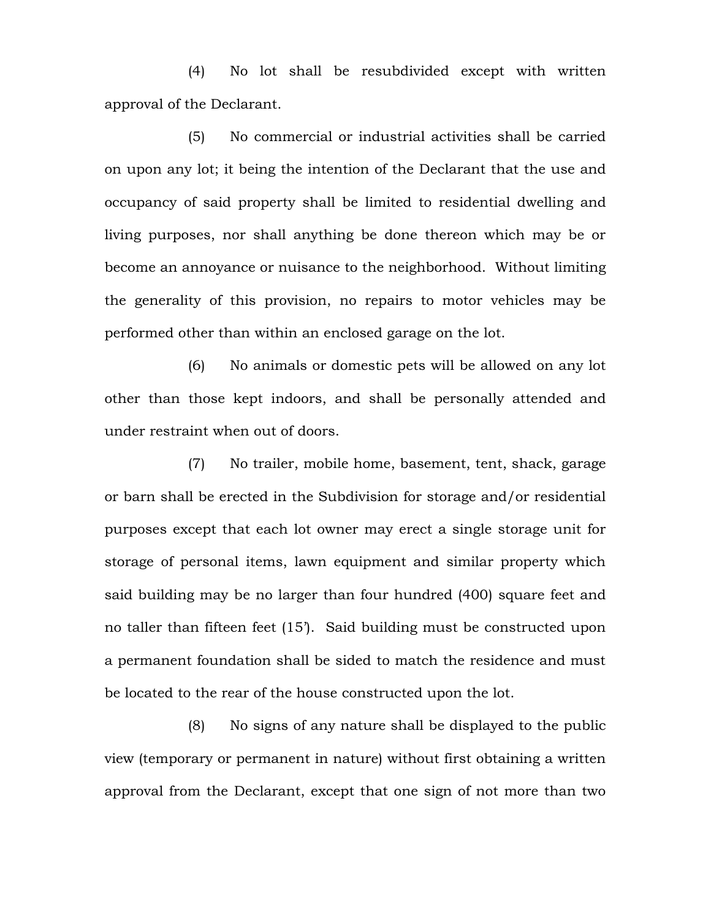(4) No lot shall be resubdivided except with written approval of the Declarant.

(5) No commercial or industrial activities shall be carried on upon any lot; it being the intention of the Declarant that the use and occupancy of said property shall be limited to residential dwelling and living purposes, nor shall anything be done thereon which may be or become an annoyance or nuisance to the neighborhood. Without limiting the generality of this provision, no repairs to motor vehicles may be performed other than within an enclosed garage on the lot.

(6) No animals or domestic pets will be allowed on any lot other than those kept indoors, and shall be personally attended and under restraint when out of doors.

(7) No trailer, mobile home, basement, tent, shack, garage or barn shall be erected in the Subdivision for storage and/or residential purposes except that each lot owner may erect a single storage unit for storage of personal items, lawn equipment and similar property which said building may be no larger than four hundred (400) square feet and no taller than fifteen feet (15'). Said building must be constructed upon a permanent foundation shall be sided to match the residence and must be located to the rear of the house constructed upon the lot.

(8) No signs of any nature shall be displayed to the public view (temporary or permanent in nature) without first obtaining a written approval from the Declarant, except that one sign of not more than two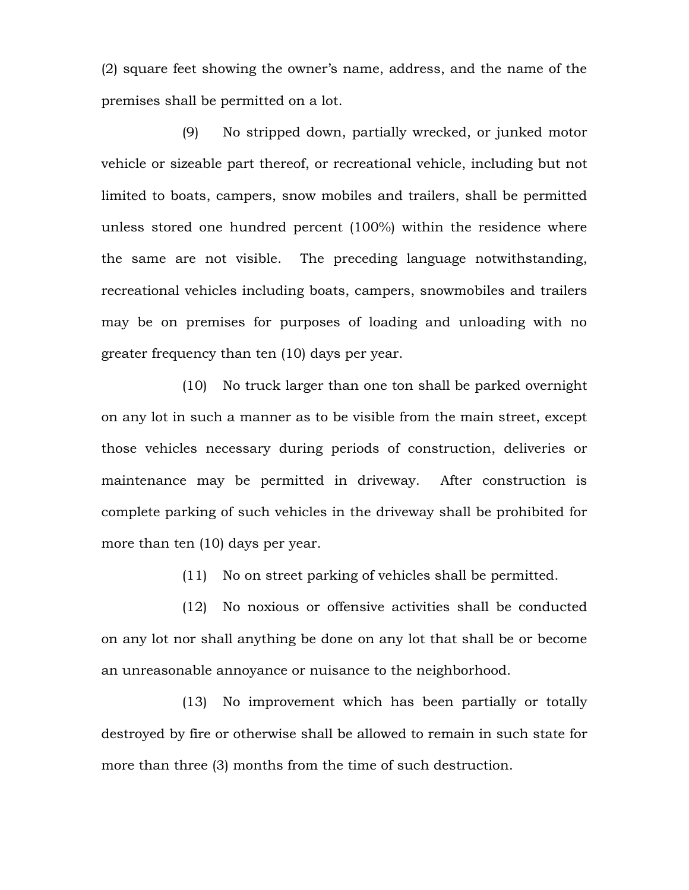(2) square feet showing the owner's name, address, and the name of the premises shall be permitted on a lot.

(9) No stripped down, partially wrecked, or junked motor vehicle or sizeable part thereof, or recreational vehicle, including but not limited to boats, campers, snow mobiles and trailers, shall be permitted unless stored one hundred percent (100%) within the residence where the same are not visible. The preceding language notwithstanding, recreational vehicles including boats, campers, snowmobiles and trailers may be on premises for purposes of loading and unloading with no greater frequency than ten (10) days per year.

(10) No truck larger than one ton shall be parked overnight on any lot in such a manner as to be visible from the main street, except those vehicles necessary during periods of construction, deliveries or maintenance may be permitted in driveway. After construction is complete parking of such vehicles in the driveway shall be prohibited for more than ten (10) days per year.

(11) No on street parking of vehicles shall be permitted.

(12) No noxious or offensive activities shall be conducted on any lot nor shall anything be done on any lot that shall be or become an unreasonable annoyance or nuisance to the neighborhood.

(13) No improvement which has been partially or totally destroyed by fire or otherwise shall be allowed to remain in such state for more than three (3) months from the time of such destruction.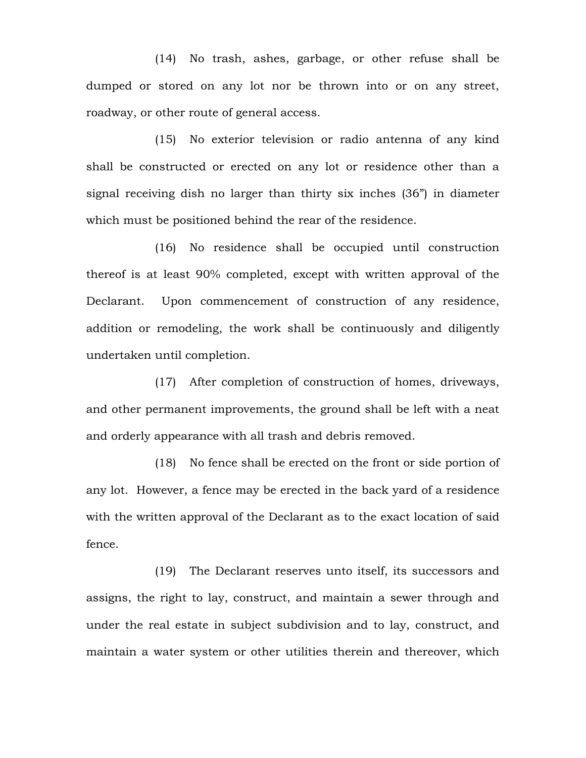(14) No trash, ashes, garbage, or other refuse shall be dumped or stored on any lot nor be thrown into or on any street, roadway, or other route of general access.

(15) No exterior television or radio antenna of any kind shall be constructed or erected on any lot or residence other than a signal receiving dish no larger than thirty six inches (36") in diameter which must be positioned behind the rear of the residence.

(16) No residence shall be occupied until construction thereof is at least 90% completed, except with written approval of the Declarant. Upon commencement of construction of any residence, addition or remodeling, the work shall be continuously and diligently undertaken until completion.

(17) After completion of construction of homes, driveways, and other permanent improvements, the ground shall be left with a neat and orderly appearance with all trash and debris removed.

(18) No fence shall be erected on the front or side portion of any lot. However, a fence may be erected in the back yard of a residence with the written approval of the Declarant as to the exact location of said fence.

(19) The Declarant reserves unto itself, its successors and assigns, the right to lay, construct, and maintain a sewer through and under the real estate in subject subdivision and to lay, construct, and maintain a water system or other utilities therein and thereover, which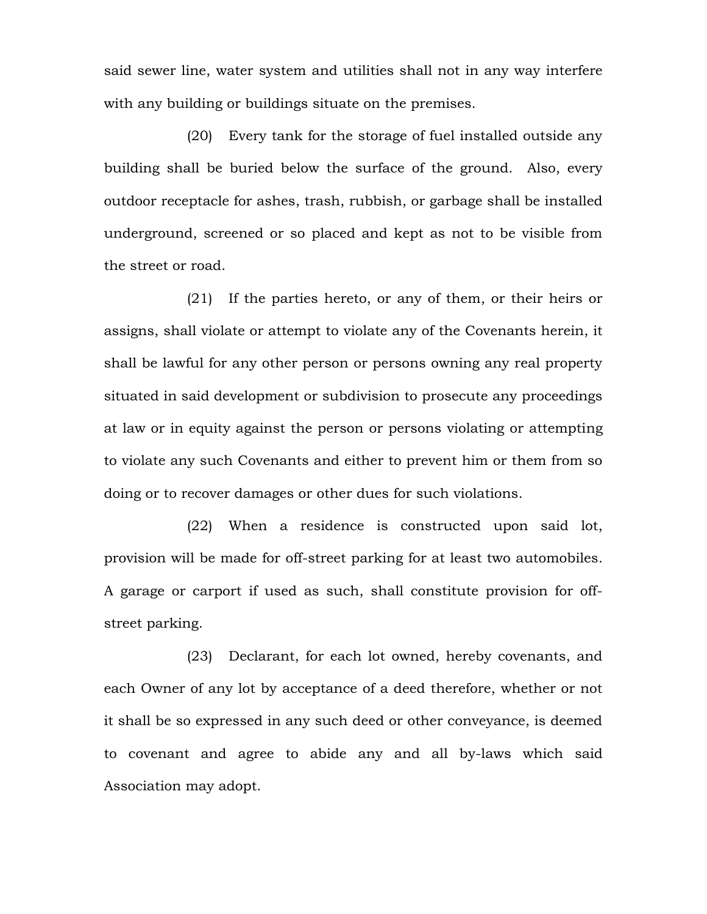said sewer line, water system and utilities shall not in any way interfere with any building or buildings situate on the premises.

(20) Every tank for the storage of fuel installed outside any building shall be buried below the surface of the ground. Also, every outdoor receptacle for ashes, trash, rubbish, or garbage shall be installed underground, screened or so placed and kept as not to be visible from the street or road.

(21) If the parties hereto, or any of them, or their heirs or assigns, shall violate or attempt to violate any of the Covenants herein, it shall be lawful for any other person or persons owning any real property situated in said development or subdivision to prosecute any proceedings at law or in equity against the person or persons violating or attempting to violate any such Covenants and either to prevent him or them from so doing or to recover damages or other dues for such violations.

(22) When a residence is constructed upon said lot, provision will be made for off-street parking for at least two automobiles. A garage or carport if used as such, shall constitute provision for off-street parking.

(23) Declarant, for each lot owned, hereby covenants, and each Owner of any lot by acceptance of a deed therefore, whether or not it shall be so expressed in any such deed or other conveyance, is deemed to covenant and agree to abide any and all by-laws which said Association may adopt.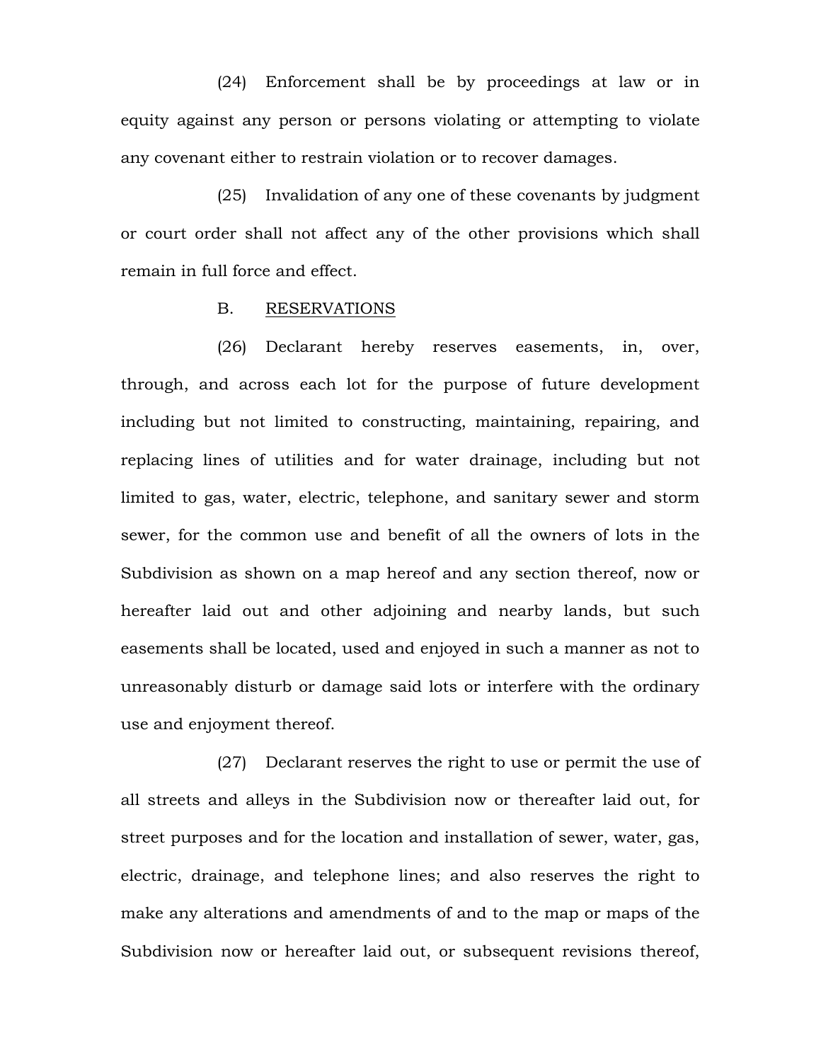(24) Enforcement shall be by proceedings at law or in equity against any person or persons violating or attempting to violate any covenant either to restrain violation or to recover damages.

(25) Invalidation of any one of these covenants by judgment or court order shall not affect any of the other provisions which shall remain in full force and effect.

B. <u>RESERVATIONS</u>

(26) Declarant hereby reserves easements, in, over, through, and across each lot for the purpose of future development including but not limited to constructing, maintaining, repairing, and replacing lines of utilities and for water drainage, including but not limited to gas, water, electric, telephone, and sanitary sewer and storm sewer, for the common use and benefit of all the owners of lots in the Subdivision as shown on a map hereof and any section thereof, now or hereafter laid out and other adjoining and nearby lands, but such easements shall be located, used and enjoyed in such a manner as not to unreasonably disturb or damage said lots or interfere with the ordinary use and enjoyment thereof.

(27) Declarant reserves the right to use or permit the use of all streets and alleys in the Subdivision now or thereafter laid out, for street purposes and for the location and installation of sewer, water, gas, electric, drainage, and telephone lines; and also reserves the right to make any alterations and amendments of and to the map or maps of the Subdivision now or hereafter laid out, or subsequent revisions thereof,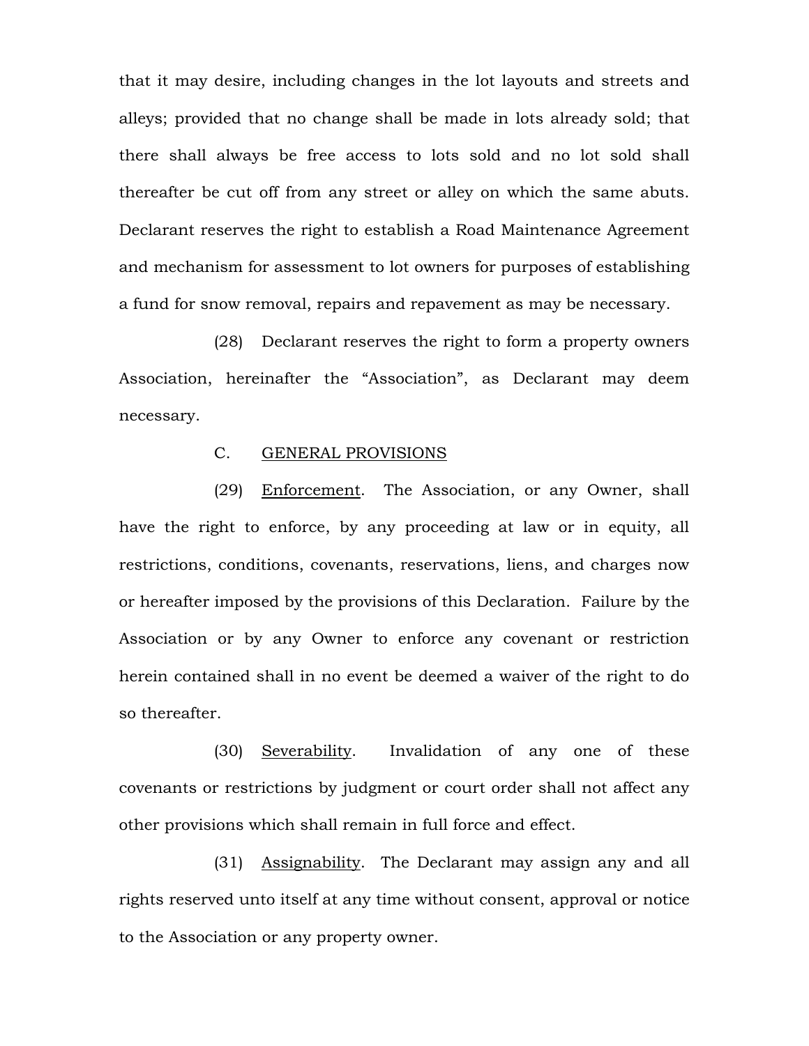that it may desire, including changes in the lot layouts and streets and alleys; provided that no change shall be made in lots already sold; that there shall always be free access to lots sold and no lot sold shall thereafter be cut off from any street or alley on which the same abuts. Declarant reserves the right to establish a Road Maintenance Agreement and mechanism for assessment to lot owners for purposes of establishing a fund for snow removal, repairs and repavement as may be necessary.

(28) Declarant reserves the right to form a property owners Association, hereinafter the "Association", as Declarant may deem necessary.

C. GENERAL PROVISIONS

(29) Enforcement. The Association, or any Owner, shall have the right to enforce, by any proceeding at law or in equity, all restrictions, conditions, covenants, reservations, liens, and charges now or hereafter imposed by the provisions of this Declaration. Failure by the Association or by any Owner to enforce any covenant or restriction herein contained shall in no event be deemed a waiver of the right to do so thereafter.

(30) Severability. Invalidation of any one of these covenants or restrictions by judgment or court order shall not affect any other provisions which shall remain in full force and effect.

(31) Assignability. The Declarant may assign any and all rights reserved unto itself at any time without consent, approval or notice to the Association or any property owner.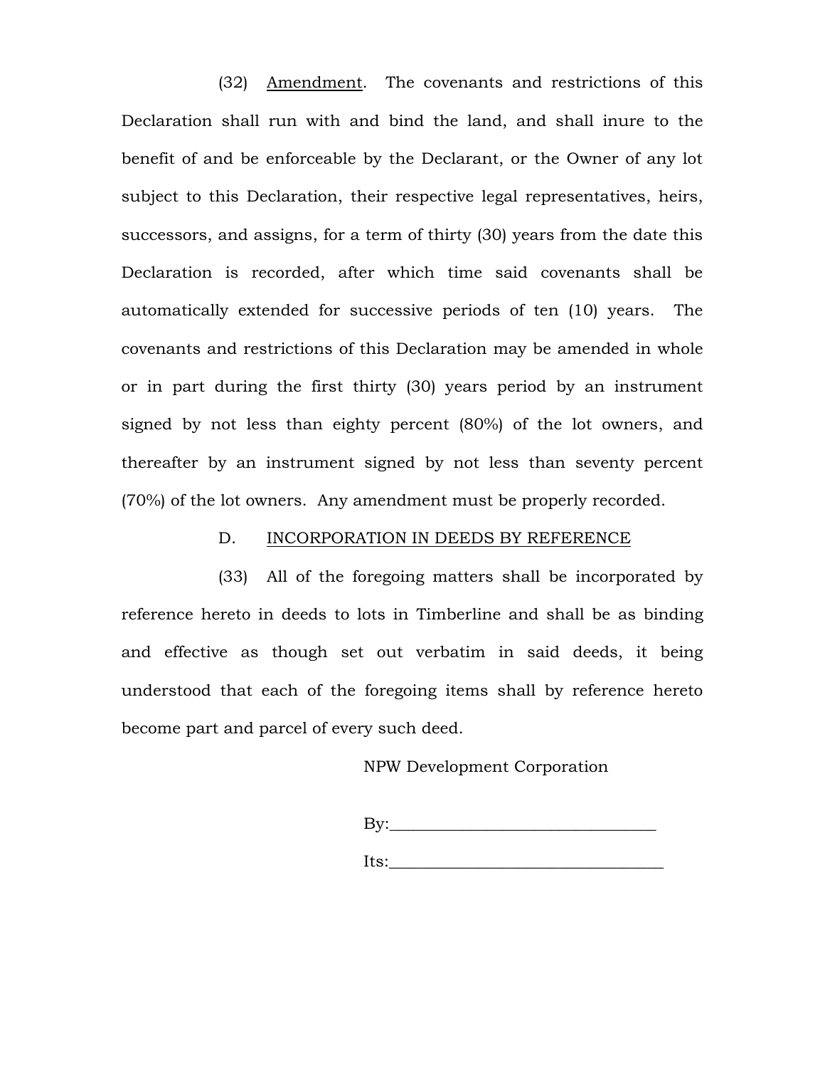(32) Amendment. The covenants and restrictions of this Declaration shall run with and bind the land, and shall inure to the benefit of and be enforceable by the Declarant, or the Owner of any lot subject to this Declaration, their respective legal representatives, heirs, successors, and assigns, for a term of thirty (30) years from the date this Declaration is recorded, after which time said covenants shall be automatically extended for successive periods of ten (10) years. The covenants and restrictions of this Declaration may be amended in whole or in part during the first thirty (30) years period by an instrument signed by not less than eighty percent (80%) of the lot owners, and thereafter by an instrument signed by not less than seventy percent (70%) of the lot owners. Any amendment must be properly recorded.

D. INCORPORATION IN DEEDS BY REFERENCE

(33) All of the foregoing matters shall be incorporated by reference hereto in deeds to lots in Timberline and shall be as binding and effective as though set out verbatim in said deeds, it being understood that each of the foregoing items shall by reference hereto become part and parcel of every such deed.

NPW Development Corporation

By:_______________________________

Its:_______________________________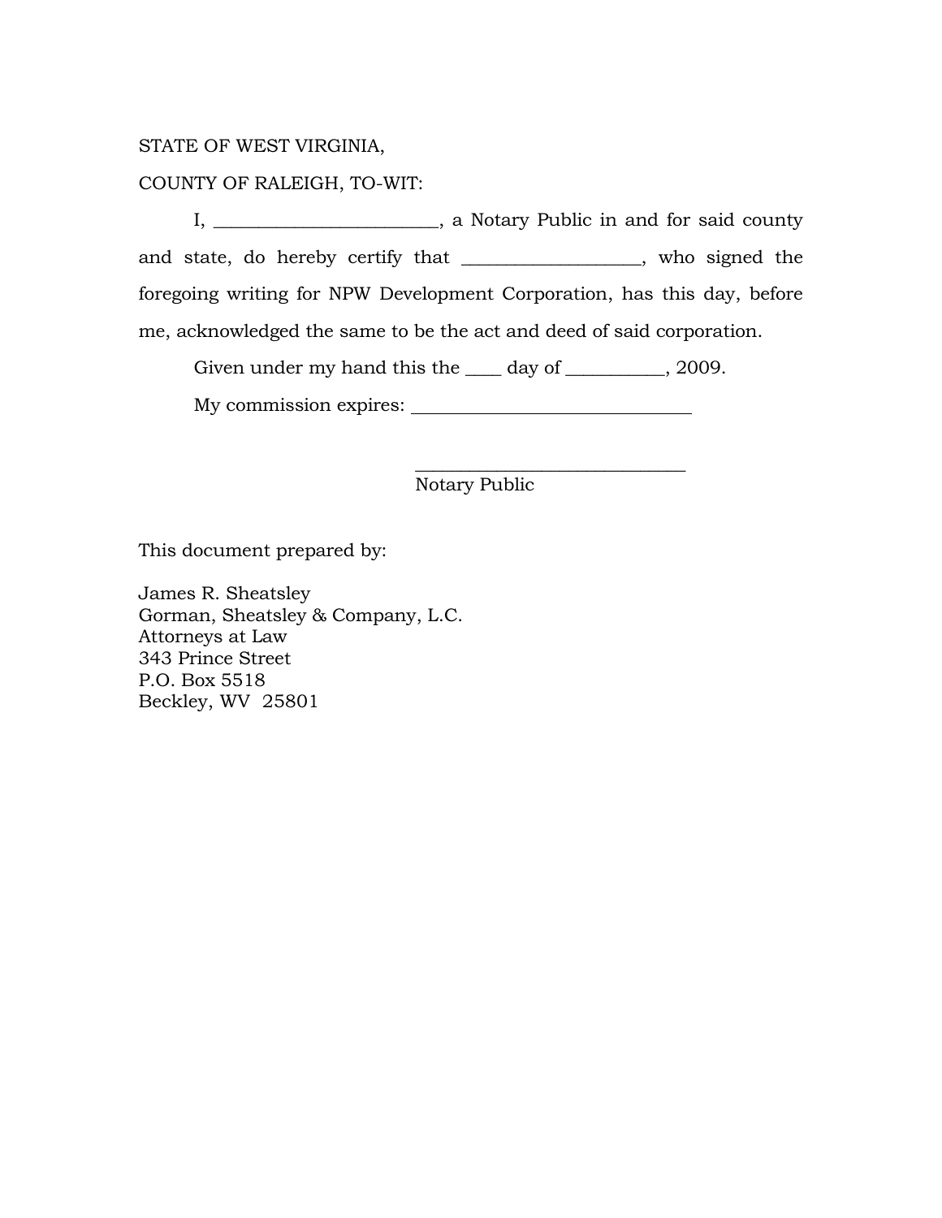STATE OF WEST VIRGINIA,

COUNTY OF RALEIGH, TO-WIT:

I, ________________________, a Notary Public in and for said county and state, do hereby certify that __________________, who signed the foregoing writing for NPW Development Corporation, has this day, before me, acknowledged the same to be the act and deed of said corporation.

Given under my hand this the ____ day of __________, 2009.

My commission expires: ____________________________

____________________________
Notary Public

This document prepared by:

James R. Sheatsley
Gorman, Sheatsley & Company, L.C.
Attorneys at Law
343 Prince Street
P.O. Box 5518
Beckley, WV 25801